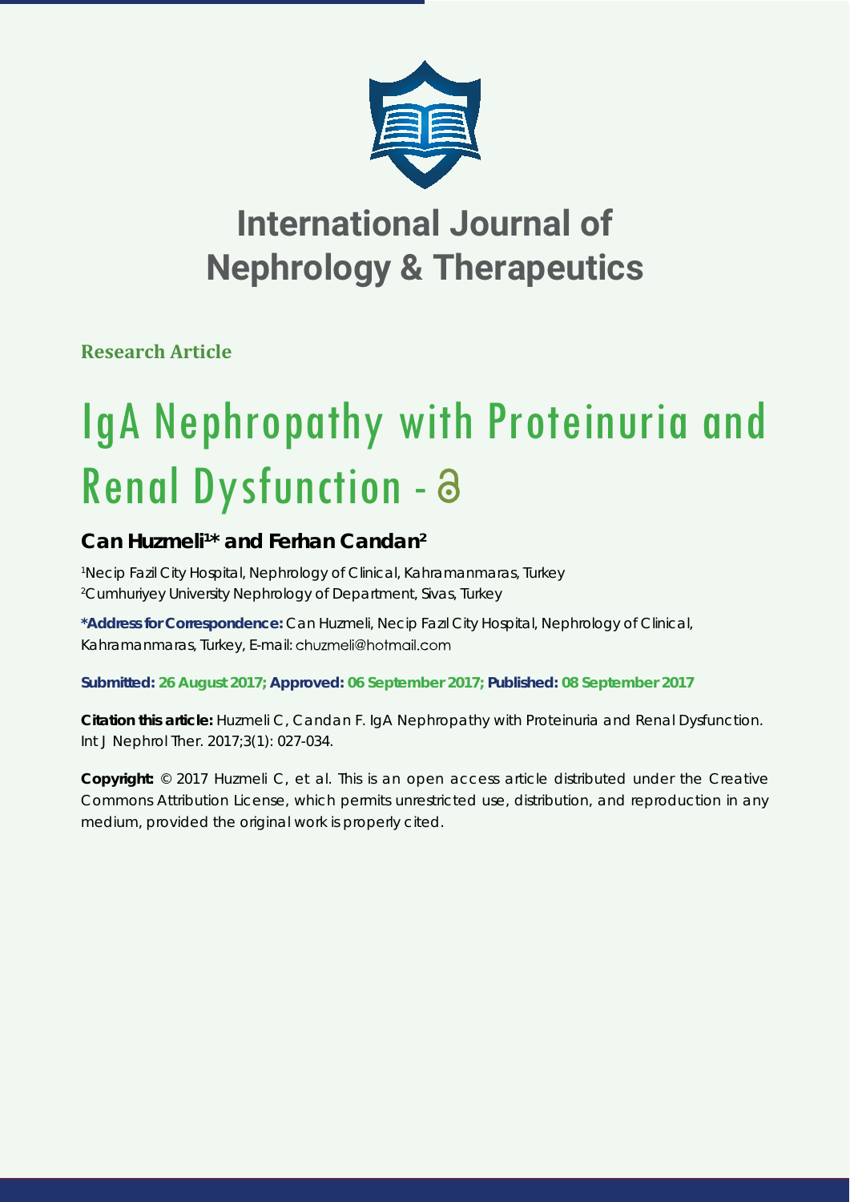# International Journal of Nephrology & Therapeutics

**Research Article**

# IgA Nephropathy with Proteinuria and Renal Dysfunction

## Can Huzmeli[1]* and Ferhan Candan[2]

[1]Necip Fazil City Hospital, Nephrology of Clinical, Kahramanmaras, Turkey
[2]Cumhuriyey University Nephrology of Department, Sivas, Turkey

**\*Address for Correspondence:** Can Huzmeli, Necip Fazıl City Hospital, Nephrology of Clinical, Kahramanmaras, Turkey, E-mail: chuzmeli@hotmail.com

**Submitted: 26 August 2017; Approved: 06 September 2017; Published: 08 September 2017**

**Citation this article:** Huzmeli C, Candan F. IgA Nephropathy with Proteinuria and Renal Dysfunction. Int J Nephrol Ther. 2017;3(1): 027-034.

**Copyright:** © 2017 Huzmeli C, et al. This is an open access article distributed under the Creative Commons Attribution License, which permits unrestricted use, distribution, and reproduction in any medium, provided the original work is properly cited.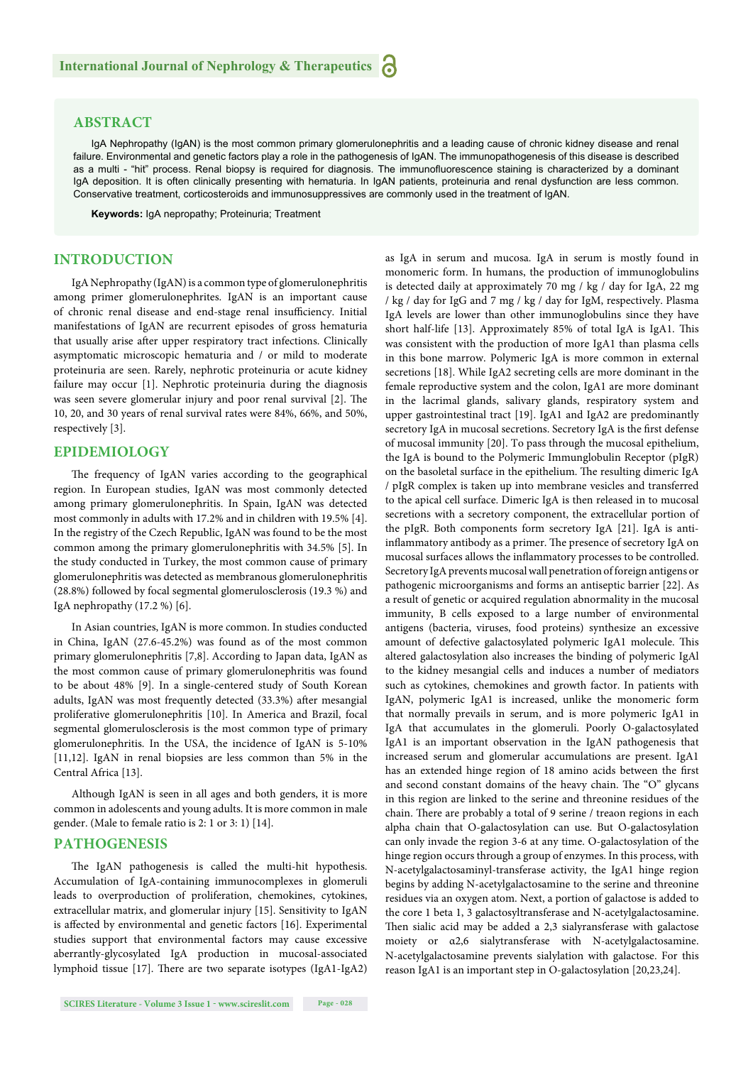## ABSTRACT

IgA Nephropathy (IgAN) is the most common primary glomerulonephritis and a leading cause of chronic kidney disease and renal failure. Environmental and genetic factors play a role in the pathogenesis of IgAN. The immunopathogenesis of this disease is described as a multi - "hit" process. Renal biopsy is required for diagnosis. The immunofluorescence staining is characterized by a dominant IgA deposition. It is often clinically presenting with hematuria. In IgAN patients, proteinuria and renal dysfunction are less common. Conservative treatment, corticosteroids and immunosuppressives are commonly used in the treatment of IgAN.

**Keywords:** IgA nepropathy; Proteinuria; Treatment

## INTRODUCTION

IgA Nephropathy (IgAN) is a common type of glomerulonephritis among primer glomerulonephrites. IgAN is an important cause of chronic renal disease and end-stage renal insufficiency. Initial manifestations of IgAN are recurrent episodes of gross hematuria that usually arise after upper respiratory tract infections. Clinically asymptomatic microscopic hematuria and / or mild to moderate proteinuria are seen. Rarely, nephrotic proteinuria or acute kidney failure may occur [1]. Nephrotic proteinuria during the diagnosis was seen severe glomerular injury and poor renal survival [2]. The 10, 20, and 30 years of renal survival rates were 84%, 66%, and 50%, respectively [3].

## EPIDEMIOLOGY

The frequency of IgAN varies according to the geographical region. In European studies, IgAN was most commonly detected among primary glomerulonephritis. In Spain, IgAN was detected most commonly in adults with 17.2% and in children with 19.5% [4]. In the registry of the Czech Republic, IgAN was found to be the most common among the primary glomerulonephritis with 34.5% [5]. In the study conducted in Turkey, the most common cause of primary glomerulonephritis was detected as membranous glomerulonephritis (28.8%) followed by focal segmental glomerulosclerosis (19.3 %) and IgA nephropathy (17.2 %) [6].

In Asian countries, IgAN is more common. In studies conducted in China, IgAN (27.6-45.2%) was found as of the most common primary glomerulonephritis [7,8]. According to Japan data, IgAN as the most common cause of primary glomerulonephritis was found to be about 48% [9]. In a single-centered study of South Korean adults, IgAN was most frequently detected (33.3%) after mesangial proliferative glomerulonephritis [10]. In America and Brazil, focal segmental glomerulosclerosis is the most common type of primary glomerulonephritis. In the USA, the incidence of IgAN is 5-10% [11,12]. IgAN in renal biopsies are less common than 5% in the Central Africa [13].

Although IgAN is seen in all ages and both genders, it is more common in adolescents and young adults. It is more common in male gender. (Male to female ratio is 2: 1 or 3: 1) [14].

## PATHOGENESIS

The IgAN pathogenesis is called the multi-hit hypothesis. Accumulation of IgA-containing immunocomplexes in glomeruli leads to overproduction of proliferation, chemokines, cytokines, extracellular matrix, and glomerular injury [15]. Sensitivity to IgAN is affected by environmental and genetic factors [16]. Experimental studies support that environmental factors may cause excessive aberrantly-glycosylated IgA production in mucosal-associated lymphoid tissue [17]. There are two separate isotypes (IgA1-IgA2) as IgA in serum and mucosa. IgA in serum is mostly found in monomeric form. In humans, the production of immunoglobulins is detected daily at approximately 70 mg / kg / day for IgA, 22 mg / kg / day for IgG and 7 mg / kg / day for IgM, respectively. Plasma IgA levels are lower than other immunoglobulins since they have short half-life [13]. Approximately 85% of total IgA is IgA1. This was consistent with the production of more IgA1 than plasma cells in this bone marrow. Polymeric IgA is more common in external secretions [18]. While IgA2 secreting cells are more dominant in the female reproductive system and the colon, IgA1 are more dominant in the lacrimal glands, salivary glands, respiratory system and upper gastrointestinal tract [19]. IgA1 and IgA2 are predominantly secretory IgA in mucosal secretions. Secretory IgA is the first defense of mucosal immunity [20]. To pass through the mucosal epithelium, the IgA is bound to the Polymeric Immunglobulin Receptor (pIgR) on the basoletal surface in the epithelium. The resulting dimeric IgA / pIgR complex is taken up into membrane vesicles and transferred to the apical cell surface. Dimeric IgA is then released in to mucosal secretions with a secretory component, the extracellular portion of the pIgR. Both components form secretory IgA [21]. IgA is anti-inflammatory antibody as a primer. The presence of secretory IgA on mucosal surfaces allows the inflammatory processes to be controlled. Secretory IgA prevents mucosal wall penetration of foreign antigens or pathogenic microorganisms and forms an antiseptic barrier [22]. As a result of genetic or acquired regulation abnormality in the mucosal immunity, B cells exposed to a large number of environmental antigens (bacteria, viruses, food proteins) synthesize an excessive amount of defective galactosylated polymeric IgA1 molecule. This altered galactosylation also increases the binding of polymeric IgAl to the kidney mesangial cells and induces a number of mediators such as cytokines, chemokines and growth factor. In patients with IgAN, polymeric IgA1 is increased, unlike the monomeric form that normally prevails in serum, and is more polymeric IgA1 in IgA that accumulates in the glomeruli. Poorly O-galactosylated IgA1 is an important observation in the IgAN pathogenesis that increased serum and glomerular accumulations are present. IgA1 has an extended hinge region of 18 amino acids between the first and second constant domains of the heavy chain. The "O" glycans in this region are linked to the serine and threonine residues of the chain. There are probably a total of 9 serine / treaon regions in each alpha chain that O-galactosylation can use. But O-galactosylation can only invade the region 3-6 at any time. O-galactosylation of the hinge region occurs through a group of enzymes. In this process, with N-acetylgalactosaminyl-transferase activity, the IgA1 hinge region begins by adding N-acetylgalactosamine to the serine and threonine residues via an oxygen atom. Next, a portion of galactose is added to the core 1 beta 1, 3 galactosyltransferase and N-acetylgalactosamine. Then sialic acid may be added a 2,3 sialyransferase with galactose moiety or α2,6 sialytransferase with N-acetylgalactosamine. N-acetylgalactosamine prevents sialylation with galactose. For this reason IgA1 is an important step in O-galactosylation [20,23,24].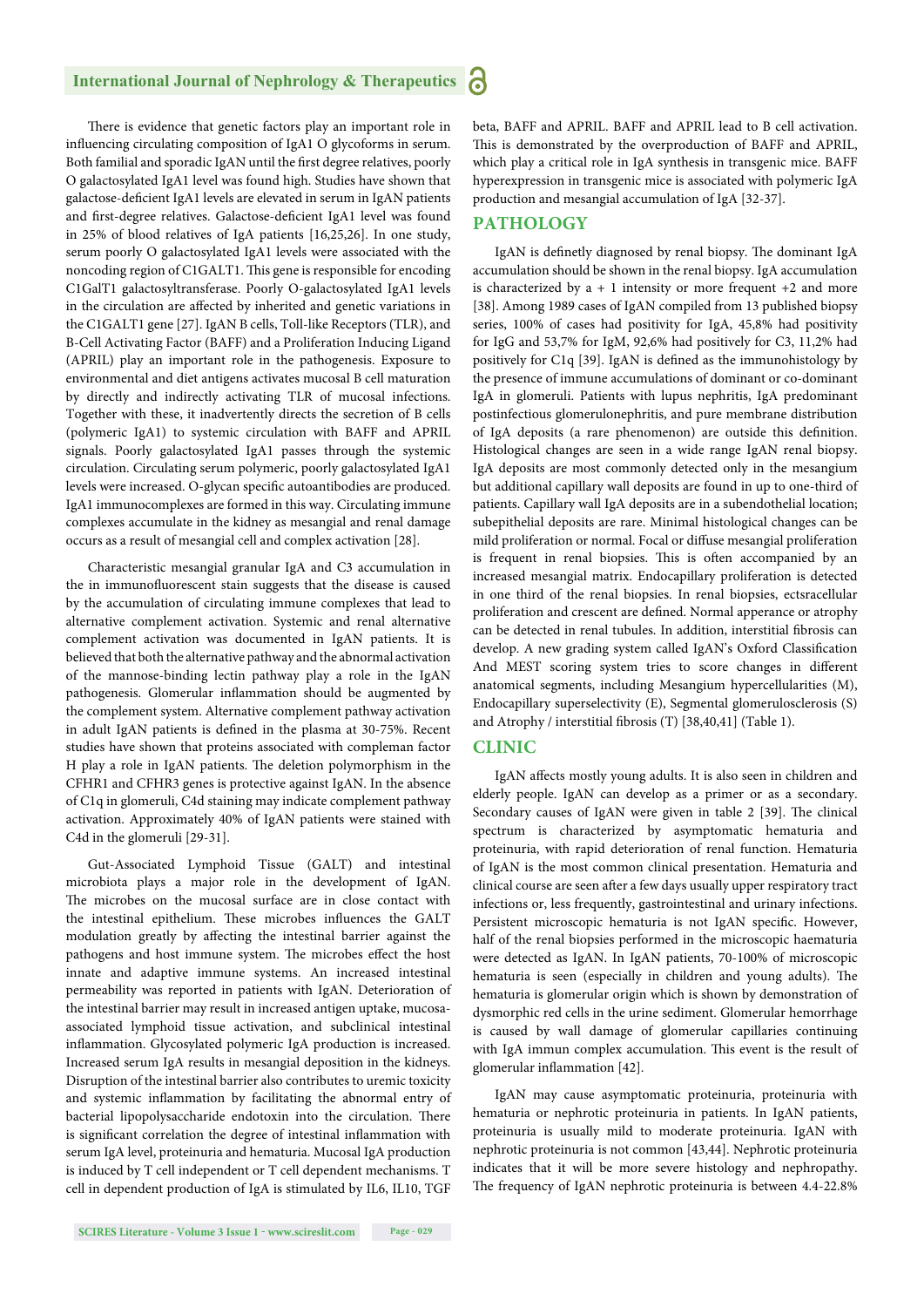There is evidence that genetic factors play an important role in influencing circulating composition of IgA1 O glycoforms in serum. Both familial and sporadic IgAN until the first degree relatives, poorly O galactosylated IgA1 level was found high. Studies have shown that galactose-deficient IgA1 levels are elevated in serum in IgAN patients and first-degree relatives. Galactose-deficient IgA1 level was found in 25% of blood relatives of IgA patients [16,25,26]. In one study, serum poorly O galactosylated IgA1 levels were associated with the noncoding region of C1GALT1. This gene is responsible for encoding C1GalT1 galactosyltransferase. Poorly O-galactosylated IgA1 levels in the circulation are affected by inherited and genetic variations in the C1GALT1 gene [27]. IgAN B cells, Toll-like Receptors (TLR), and B-Cell Activating Factor (BAFF) and a Proliferation Inducing Ligand (APRIL) play an important role in the pathogenesis. Exposure to environmental and diet antigens activates mucosal B cell maturation by directly and indirectly activating TLR of mucosal infections. Together with these, it inadvertently directs the secretion of B cells (polymeric IgA1) to systemic circulation with BAFF and APRIL signals. Poorly galactosylated IgA1 passes through the systemic circulation. Circulating serum polymeric, poorly galactosylated IgA1 levels were increased. O-glycan specific autoantibodies are produced. IgA1 immunocomplexes are formed in this way. Circulating immune complexes accumulate in the kidney as mesangial and renal damage occurs as a result of mesangial cell and complex activation [28].

Characteristic mesangial granular IgA and C3 accumulation in the in immunofluorescent stain suggests that the disease is caused by the accumulation of circulating immune complexes that lead to alternative complement activation. Systemic and renal alternative complement activation was documented in IgAN patients. It is believed that both the alternative pathway and the abnormal activation of the mannose-binding lectin pathway play a role in the IgAN pathogenesis. Glomerular inflammation should be augmented by the complement system. Alternative complement pathway activation in adult IgAN patients is defined in the plasma at 30-75%. Recent studies have shown that proteins associated with compleman factor H play a role in IgAN patients. The deletion polymorphism in the CFHR1 and CFHR3 genes is protective against IgAN. In the absence of C1q in glomeruli, C4d staining may indicate complement pathway activation. Approximately 40% of IgAN patients were stained with C4d in the glomeruli [29-31].

Gut-Associated Lymphoid Tissue (GALT) and intestinal microbiota plays a major role in the development of IgAN. The microbes on the mucosal surface are in close contact with the intestinal epithelium. These microbes influences the GALT modulation greatly by affecting the intestinal barrier against the pathogens and host immune system. The microbes effect the host innate and adaptive immune systems. An increased intestinal permeability was reported in patients with IgAN. Deterioration of the intestinal barrier may result in increased antigen uptake, mucosa-associated lymphoid tissue activation, and subclinical intestinal inflammation. Glycosylated polymeric IgA production is increased. Increased serum IgA results in mesangial deposition in the kidneys. Disruption of the intestinal barrier also contributes to uremic toxicity and systemic inflammation by facilitating the abnormal entry of bacterial lipopolysaccharide endotoxin into the circulation. There is significant correlation the degree of intestinal inflammation with serum IgA level, proteinuria and hematuria. Mucosal IgA production is induced by T cell independent or T cell dependent mechanisms. T cell in dependent production of IgA is stimulated by IL6, IL10, TGF beta, BAFF and APRIL. BAFF and APRIL lead to B cell activation. This is demonstrated by the overproduction of BAFF and APRIL, which play a critical role in IgA synthesis in transgenic mice. BAFF hyperexpression in transgenic mice is associated with polymeric IgA production and mesangial accumulation of IgA [32-37].

## PATHOLOGY

IgAN is definetly diagnosed by renal biopsy. The dominant IgA accumulation should be shown in the renal biopsy. IgA accumulation is characterized by a + 1 intensity or more frequent +2 and more [38]. Among 1989 cases of IgAN compiled from 13 published biopsy series, 100% of cases had positivity for IgA, 45,8% had positivity for IgG and 53,7% for IgM, 92,6% had positively for C3, 11,2% had positively for C1q [39]. IgAN is defined as the immunohistology by the presence of immune accumulations of dominant or co-dominant IgA in glomeruli. Patients with lupus nephritis, IgA predominant postinfectious glomerulonephritis, and pure membrane distribution of IgA deposits (a rare phenomenon) are outside this definition. Histological changes are seen in a wide range IgAN renal biopsy. IgA deposits are most commonly detected only in the mesangium but additional capillary wall deposits are found in up to one-third of patients. Capillary wall IgA deposits are in a subendothelial location; subepithelial deposits are rare. Minimal histological changes can be mild proliferation or normal. Focal or diffuse mesangial proliferation is frequent in renal biopsies. This is often accompanied by an increased mesangial matrix. Endocapillary proliferation is detected in one third of the renal biopsies. In renal biopsies, ectsracellular proliferation and crescent are defined. Normal apperance or atrophy can be detected in renal tubules. In addition, interstitial fibrosis can develop. A new grading system called IgAN's Oxford Classification And MEST scoring system tries to score changes in different anatomical segments, including Mesangium hypercellularities (M), Endocapillary superselectivity (E), Segmental glomerulosclerosis (S) and Atrophy / interstitial fibrosis (T) [38,40,41] (Table 1).

## CLINIC

IgAN affects mostly young adults. It is also seen in children and elderly people. IgAN can develop as a primer or as a secondary. Secondary causes of IgAN were given in table 2 [39]. The clinical spectrum is characterized by asymptomatic hematuria and proteinuria, with rapid deterioration of renal function. Hematuria of IgAN is the most common clinical presentation. Hematuria and clinical course are seen after a few days usually upper respiratory tract infections or, less frequently, gastrointestinal and urinary infections. Persistent microscopic hematuria is not IgAN specific. However, half of the renal biopsies performed in the microscopic haematuria were detected as IgAN. In IgAN patients, 70-100% of microscopic hematuria is seen (especially in children and young adults). The hematuria is glomerular origin which is shown by demonstration of dysmorphic red cells in the urine sediment. Glomerular hemorrhage is caused by wall damage of glomerular capillaries continuing with IgA immun complex accumulation. This event is the result of glomerular inflammation [42].

IgAN may cause asymptomatic proteinuria, proteinuria with hematuria or nephrotic proteinuria in patients. In IgAN patients, proteinuria is usually mild to moderate proteinuria. IgAN with nephrotic proteinuria is not common [43,44]. Nephrotic proteinuria indicates that it will be more severe histology and nephropathy. The frequency of IgAN nephrotic proteinuria is between 4.4-22.8%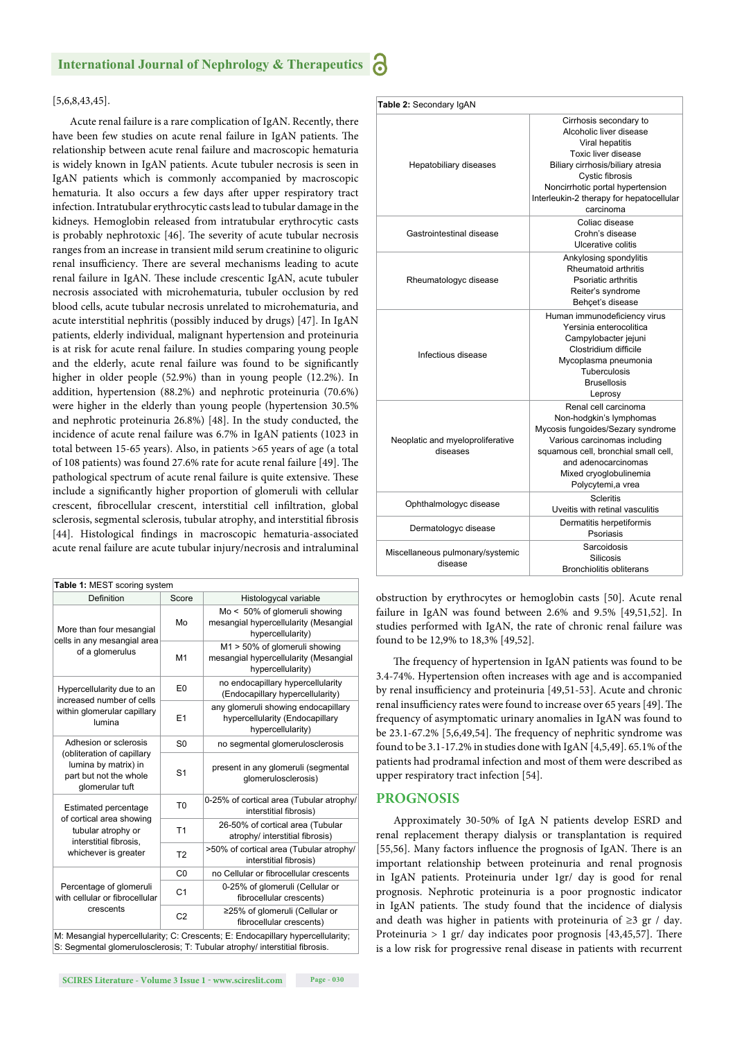[5,6,8,43,45].

Acute renal failure is a rare complication of IgAN. Recently, there have been few studies on acute renal failure in IgAN patients. The relationship between acute renal failure and macroscopic hematuria is widely known in IgAN patients. Acute tubuler necrosis is seen in IgAN patients which is commonly accompanied by macroscopic hematuria. It also occurs a few days after upper respiratory tract infection. Intratubular erythrocytic casts lead to tubular damage in the kidneys. Hemoglobin released from intratubular erythrocytic casts is probably nephrotoxic [46]. The severity of acute tubular necrosis ranges from an increase in transient mild serum creatinine to oliguric renal insufficiency. There are several mechanisms leading to acute renal failure in IgAN. These include crescentic IgAN, acute tubuler necrosis associated with microhematuria, tubuler occlusion by red blood cells, acute tubular necrosis unrelated to microhematuria, and acute interstitial nephritis (possibly induced by drugs) [47]. In IgAN patients, elderly individual, malignant hypertension and proteinuria is at risk for acute renal failure. In studies comparing young people and the elderly, acute renal failure was found to be significantly higher in older people (52.9%) than in young people (12.2%). In addition, hypertension (88.2%) and nephrotic proteinuria (70.6%) were higher in the elderly than young people (hypertension 30.5% and nephrotic proteinuria 26.8%) [48]. In the study conducted, the incidence of acute renal failure was 6.7% in IgAN patients (1023 in total between 15-65 years). Also, in patients >65 years of age (a total of 108 patients) was found 27.6% rate for acute renal failure [49]. The pathological spectrum of acute renal failure is quite extensive. These include a significantly higher proportion of glomeruli with cellular crescent, fibrocellular crescent, interstitial cell infiltration, global sclerosis, segmental sclerosis, tubular atrophy, and interstitial fibrosis [44]. Histological findings in macroscopic hematuria-associated acute renal failure are acute tubular injury/necrosis and intraluminal obstruction by erythrocytes or hemoglobin casts [50]. Acute renal failure in IgAN was found between 2.6% and 9.5% [49,51,52]. In studies performed with IgAN, the rate of chronic renal failure was found to be 12,9% to 18,3% [49,52].

**Table 1:** MEST scoring system

| Definition | Score | Histologycal variable |
|---|---|---|
| More than four mesangial cells in any mesangial area of a glomerulus | Mo | Mo < 50% of glomeruli showing mesangial hypercellularity (Mesangial hypercellularity) |
| | M1 | M1 > 50% of glomeruli showing mesangial hypercellularity (Mesangial hypercellularity) |
| Hypercellularity due to an increased number of cells within glomerular capillary lumina | E0 | no endocapillary hypercellularity (Endocapillary hypercellularity) |
| | E1 | any glomeruli showing endocapillary hypercellularity (Endocapillary hypercellularity) |
| Adhesion or sclerosis (obliteration of capillary lumina by matrix) in part but not the whole glomerular tuft | S0 | no segmental glomerulosclerosis |
| | S1 | present in any glomeruli (segmental glomerulosclerosis) |
| Estimated percentage of cortical area showing tubular atrophy or interstitial fibrosis, whichever is greater | T0 | 0-25% of cortical area (Tubular atrophy/ interstitial fibrosis) |
| | T1 | 26-50% of cortical area (Tubular atrophy/ interstitial fibrosis) |
| | T2 | >50% of cortical area (Tubular atrophy/ interstitial fibrosis) |
| Percentage of glomeruli with cellular or fibrocellular crescents | C0 | no Cellular or fibrocellular crescents |
| | C1 | 0-25% of glomeruli (Cellular or fibrocellular crescents) |
| | C2 | ≥25% of glomeruli (Cellular or fibrocellular crescents) |

M: Mesangial hypercellularity; C: Crescents; E: Endocapillary hypercellularity; S: Segmental glomerulosclerosis; T: Tubular atrophy/ interstitial fibrosis.

**Table 2:** Secondary IgAN

| Category | Diseases |
|---|---|
| Hepatobiliary diseases | Cirrhosis secondary to Alcoholic liver disease<br>Viral hepatitis<br>Toxic liver disease<br>Biliary cirrhosis/biliary atresia<br>Cystic fibrosis<br>Noncirrhotic portal hypertension<br>Interleukin-2 therapy for hepatocellular carcinoma |
| Gastrointestinal disease | Coliac disease<br>Crohn's disease<br>Ulcerative colitis |
| Rheumatologyc disease | Ankylosing spondylitis<br>Rheumatoid arthritis<br>Psoriatic arthritis<br>Reiter's syndrome<br>Behçet's disease |
| Infectious disease | Human immunodeficiency virus<br>Yersinia enterocolitica<br>Campylobacter jejuni<br>Clostridium difficile<br>Mycoplasma pneumonia<br>Tuberculosis<br>Brusellosis<br>Leprosy |
| Neoplatic and myeloproliferative diseases | Renal cell carcinoma<br>Non-hodgkin's lymphomas<br>Mycosis fungoides/Sezary syndrome<br>Various carcinomas including squamous cell, bronchial small cell, and adenocarcinomas<br>Mixed cryoglobulinemia<br>Polycytemi,a vrea |
| Ophthalmologyc disease | Scleritis<br>Uveitis with retinal vasculitis |
| Dermatologyc disease | Dermatitis herpetiformis<br>Psoriasis |
| Miscellaneous pulmonary/systemic disease | Sarcoidosis<br>Silicosis<br>Bronchiolitis obliterans |

The frequency of hypertension in IgAN patients was found to be 3.4-74%. Hypertension often increases with age and is accompanied by renal insufficiency and proteinuria [49,51-53]. Acute and chronic renal insufficiency rates were found to increase over 65 years [49]. The frequency of asymptomatic urinary anomalies in IgAN was found to be 23.1-67.2% [5,6,49,54]. The frequency of nephritic syndrome was found to be 3.1-17.2% in studies done with IgAN [4,5,49]. 65.1% of the patients had prodramal infection and most of them were described as upper respiratory tract infection [54].

## PROGNOSIS

Approximately 30-50% of IgA N patients develop ESRD and renal replacement therapy dialysis or transplantation is required [55,56]. Many factors influence the prognosis of IgAN. There is an important relationship between proteinuria and renal prognosis in IgAN patients. Proteinuria under 1gr/ day is good for renal prognosis. Nephrotic proteinuria is a poor prognostic indicator in IgAN patients. The study found that the incidence of dialysis and death was higher in patients with proteinuria of ≥3 gr / day. Proteinuria > 1 gr/ day indicates poor prognosis [43,45,57]. There is a low risk for progressive renal disease in patients with recurrent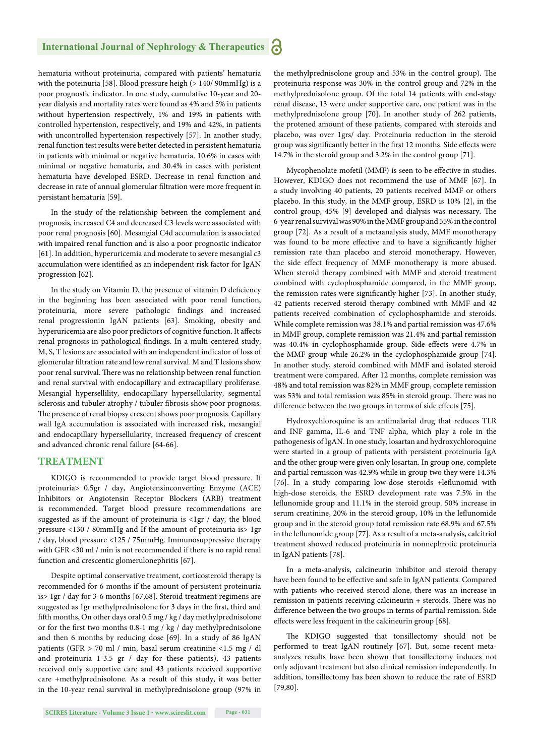hematuria without proteinuria, compared with patients' hematuria with the poteinuria [58]. Blood pressure heigh (> 140/ 90mmHg) is a poor prognostic indicator. In one study, cumulative 10-year and 20-year dialysis and mortality rates were found as 4% and 5% in patients without hypertension respectively, 1% and 19% in patients with controlled hypertension, respectively, and 19% and 42%, in patients with uncontrolled hypertension respectively [57]. In another study, renal function test results were better detected in persistent hematuria in patients with minimal or negative hematuria. 10.6% in cases with minimal or negative hematuria, and 30.4% in cases with peristent hematuria have developed ESRD. Decrease in renal function and decrease in rate of annual glomerular filtration were more frequent in persistant hematuria [59].

In the study of the relationship between the complement and prognosis, increased C4 and decreased C3 levels were associated with poor renal prognosis [60]. Mesangial C4d accumulation is associated with impaired renal function and is also a poor prognostic indicator [61]. In addition, hyperuricemia and moderate to severe mesangial c3 accumulation were identified as an independent risk factor for IgAN progression [62].

In the study on Vitamin D, the presence of vitamin D deficiency in the beginning has been associated with poor renal function, proteinuria, more severe pathologic findings and increased renal progressionin IgAN patients [63]. Smoking, obesity and hyperuricemia are also poor predictors of cognitive function. It affects renal prognosis in pathological findings. In a multi-centered study, M, S, T lesions are associated with an independent indicator of loss of glomerular filtration rate and low renal survival. M and T lesions show poor renal survival. There was no relationship between renal function and renal survival with endocapillary and extracapillary proliferase. Mesangial hypersellility, endocapillary hypersellularity, segmental sclerosis and tubuler atrophy / tubuler fibrosis show poor prognosis. The presence of renal biopsy crescent shows poor prognosis. Capillary wall IgA accumulation is associated with increased risk, mesangial and endocapillary hypersellularity, increased frequency of crescent and advanced chronic renal failure [64-66].

## TREATMENT

KDIGO is recommended to provide target blood pressure. If proteinuria> 0.5gr / day, Angiotensinconverting Enzyme (ACE) Inhibitors or Angiotensin Receptor Blockers (ARB) treatment is recommended. Target blood pressure recommendations are suggested as if the amount of proteinuria is <1gr / day, the blood pressure <130 / 80mmHg and If the amount of proteinuria is> 1gr / day, blood pressure <125 / 75mmHg. Immunosuppressive therapy with GFR <30 ml / min is not recommended if there is no rapid renal function and crescentic glomerulonephritis [67].

Despite optimal conservative treatment, corticosteroid therapy is recommended for 6 months if the amount of persistent proteinuria is> 1gr / day for 3-6 months [67,68]. Steroid treatment regimens are suggested as 1gr methylprednisolone for 3 days in the first, third and fifth months, On other days oral 0.5 mg / kg / day methylprednisolone or for the first two months 0.8-1 mg / kg / day methylprednisolone and then 6 months by reducing dose [69]. In a study of 86 IgAN patients (GFR > 70 ml / min, basal serum creatinine <1.5 mg / dl and proteinuria 1-3.5 gr / day for these patients), 43 patients received only supportive care and 43 patients received supportive care +methylprednisolone. As a result of this study, it was better in the 10-year renal survival in methylprednisolone group (97% in the methylprednisolone group and 53% in the control group). The proteinuria response was 30% in the control group and 72% in the methylprednisolone group. Of the total 14 patients with end-stage renal disease, 13 were under supportive care, one patient was in the methylprednisolone group [70]. In another study of 262 patients, the protened amount of these patients, compared with steroids and placebo, was over 1grs/ day. Proteinuria reduction in the steroid group was significantly better in the first 12 months. Side effects were 14.7% in the steroid group and 3.2% in the control group [71].

Mycophenolate mofetil (MMF) is seen to be effective in studies. However, KDIGO does not recommend the use of MMF [67]. In a study involving 40 patients, 20 patients received MMF or others placebo. In this study, in the MMF group, ESRD is 10% [2], in the control group, 45% [9] developed and dialysis was necessary. The 6-year renal survival was 90% in the MMF group and 55% in the control group [72]. As a result of a metaanalysis study, MMF monotherapy was found to be more effective and to have a significantly higher remission rate than placebo and steroid monotherapy. However, the side effect frequency of MMF monotherapy is more abused. When steroid therapy combined with MMF and steroid treatment combined with cyclophosphamide compared, in the MMF group, the remission rates were significantly higher [73]. In another study, 42 patients received steroid therapy combined with MMF and 42 patients received combination of cyclophosphamide and steroids. While complete remission was 38.1% and partial remission was 47.6% in MMF group, complete remission was 21.4% and partial remission was 40.4% in cyclophosphamide group. Side effects were 4.7% in the MMF group while 26.2% in the cyclophosphamide group [74]. In another study, steroid combined with MMF and isolated steroid treatment were compared. After 12 months, complete remission was 48% and total remission was 82% in MMF group, complete remission was 53% and total remission was 85% in steroid group. There was no difference between the two groups in terms of side effects [75].

Hydroxychloroquine is an antimalarial drug that reduces TLR and INF gamma, IL-6 and TNF alpha, which play a role in the pathogenesis of IgAN. In one study, losartan and hydroxychloroquine were started in a group of patients with persistent proteinuria IgA and the other group were given only losartan. In group one, complete and partial remission was 42.9% while in group two they were 14.3% [76]. In a study comparing low-dose steroids +leflunomid with high-dose steroids, the ESRD development rate was 7.5% in the leflunomide group and 11.1% in the steroid group. 50% increase in serum creatinine, 20% in the steroid group, 10% in the leflunomide group and in the steroid group total remission rate 68.9% and 67.5% in the leflunomide group [77]. As a result of a meta-analysis, calcitriol treatment showed reduced proteinuria in nonnephrotic proteinuria in IgAN patients [78].

In a meta-analysis, calcineurin inhibitor and steroid therapy have been found to be effective and safe in IgAN patients. Compared with patients who received steroid alone, there was an increase in remission in patients receiving calcineurin + steroids. There was no difference between the two groups in terms of partial remission. Side effects were less frequent in the calcineurin group [68].

The KDIGO suggested that tonsillectomy should not be performed to treat IgAN routinely [67]. But, some recent meta-analyzes results have been shown that tonsillectomy induces not only adjuvant treatment but also clinical remission independently. In addition, tonsillectomy has been shown to reduce the rate of ESRD [79,80].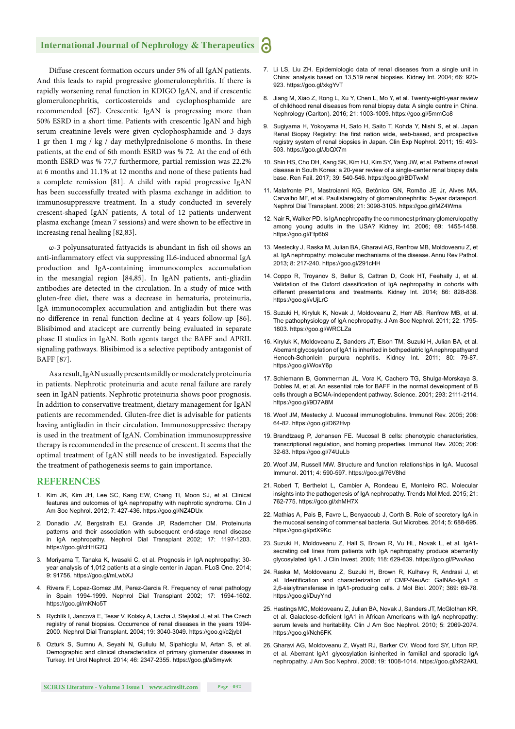Diffuse crescent formation occurs under 5% of all IgAN patients. And this leads to rapid progressive glomerulonephritis. If there is rapidly worsening renal function in KDIGO IgAN, and if crescentic glomerulonephritis, corticosteroids and cyclophosphamide are recommended [67]. Crescentic IgAN is progressing more than 50% ESRD in a short time. Patients with crescentic IgAN and high serum creatinine levels were given cyclophosphamide and 3 days 1 gr then 1 mg / kg / day methylprednisolone 6 months. In these patients, at the end of 6th month ESRD was % 72. At the end of 6th month ESRD was % 77,7 furthermore, partial remission was 22.2% at 6 months and 11.1% at 12 months and none of these patients had a complete remission [81]. A child with rapid progressive IgAN has been successfully treated with plasma exchange in addition to immunosuppressive treatment. In a study conducted in severely crescent-shaped IgAN patients, A total of 12 patients underwent plasma exchange (mean 7 sessions) and were shown to be effective in increasing renal healing [82,83].

ω-3 polyunsaturated fattyacids is abundant in fish oil shows an anti-inflammatory effect via suppressing IL6-induced abnormal IgA production and IgA-containing immunocomplex accumulation in the mesangial region [84,85]. In IgAN patients, anti-gliadin antibodies are detected in the circulation. In a study of mice with gluten-free diet, there was a decrease in hematuria, proteinuria, IgA immunocomplex accumulation and antigliadin but there was no difference in renal function decline at 4 years follow-up [86]. Blisibimod and atacicept are currently being evaluated in separate phase II studies in IgAN. Both agents target the BAFF and APRIL signaling pathways. Blisibimod is a selective peptibody antagonist of BAFF [87].

As a result, IgAN usually presents mildly or moderately proteinuria in patients. Nephrotic proteinuria and acute renal failure are rarely seen in IgAN patients. Nephrotic proteinuria shows poor prognosis. In addition to conservative treatment, dietary management for IgAN patients are recommended. Gluten-free diet is advisable for patients having antigliadin in their circulation. Immunosuppressive therapy is used in the treatment of IgAN. Combination immunosuppressive therapy is recommended in the presence of crescent. It seems that the optimal treatment of IgAN still needs to be investigated. Especially the treatment of pathogenesis seems to gain importance.

## REFERENCES

1. Kim JK, Kim JH, Lee SC, Kang EW, Chang TI, Moon SJ, et al. Clinical features and outcomes of IgA nephropathy with nephrotic syndrome. Clin J Am Soc Nephrol. 2012; 7: 427-436. https://goo.gl/NZ4DUx
2. Donadio JV, Bergstralh EJ, Grande JP, Rademcher DM. Proteinuria patterns and their association with subsequent end-stage renal disease in IgA nephropathy. Nephrol Dial Transplant 2002; 17: 1197-1203. https://goo.gl/cHHG2Q
3. Moriyama T, Tanaka K, Iwasaki C, et al. Prognosis in IgA nephropathy: 30-year analysis of 1,012 patients at a single center in Japan. PLoS One. 2014; 9: 91756. https://goo.gl/mLwbXJ
4. Rivera F, Lopez-Gomez JM, Perez-Garcia R. Frequency of renal pathology in Spain 1994-1999. Nephrol Dial Transplant 2002; 17: 1594-1602. https://goo.gl/mKNo5T
5. Rychlík I, Jancová E, Tesar V, Kolsky A, Lácha J, Stejskal J, et al. The Czech registry of renal biopsies. Occurrence of renal diseases in the years 1994-2000. Nephrol Dial Transplant. 2004; 19: 3040-3049. https://goo.gl/c2jybt
6. Ozturk S, Sumnu A, Seyahi N, Gullulu M, Sipahioglu M, Artan S, et al. Demographic and clinical characteristics of primary glomerular diseases in Turkey. Int Urol Nephrol. 2014; 46: 2347-2355. https://goo.gl/aSmywk
7. Li LS, Liu ZH. Epidemiologic data of renal diseases from a single unit in China: analysis based on 13,519 renal biopsies. Kidney Int. 2004; 66: 920-923. https://goo.gl/xkgYvT
8. Jiang M, Xiao Z, Rong L, Xu Y, Chen L, Mo Y, et al. Twenty-eight-year review of childhood renal diseases from renal biopsy data: A single centre in China. Nephrology (Carlton). 2016; 21: 1003-1009. https://goo.gl/5mmCo8
9. Sugiyama H, Yokoyama H, Sato H, Saito T, Kohda Y, Nishi S, et al. Japan Renal Biopsy Registry: the first nation wide, web-based, and prospective registry system of renal biopsies in Japan. Clin Exp Nephrol. 2011; 15: 493-503. https://goo.gl/JbQX7m
10. Shin HS, Cho DH, Kang SK, Kim HJ, Kim SY, Yang JW, et al. Patterns of renal disease in South Korea: a 20-year review of a single-center renal biopsy data base. Ren Fail. 2017; 39: 540-546. https://goo.gl/BDTwxM
11. Malafronte P1, Mastroianni KG, Betônico GN, Romão JE Jr, Alves MA, Carvalho MF, et al. Paulistaregistry of glomerulonephritis: 5-year datareport. Nephrol Dial Transplant. 2006; 21: 3098-3105. https://goo.gl/MZ4Wma
12. Nair R, Walker PD. Is IgA nephropathy the commonest primary glomerulopathy among young adults in the USA? Kidney Int. 2006; 69: 1455-1458. https://goo.gl/Ffp6b9
13. Mestecky J, Raska M, Julian BA, Gharavi AG, Renfrow MB, Moldoveanu Z, et al. IgA nephropathy: molecular mechanisms of the disease. Annu Rev Pathol. 2013; 8: 217-240. https://goo.gl/291cHH
14. Coppo R, Troyanov S, Bellur S, Cattran D, Cook HT, Feehally J, et al. Validation of the Oxford classification of IgA nephropathy in cohorts with different presentations and treatments. Kidney Int. 2014; 86: 828-836. https://goo.gl/vUjLrC
15. Suzuki H, Kiryluk K, Novak J, Moldoveanu Z, Herr AB, Renfrow MB, et al. The pathophysiology of IgA nephropathy. J Am Soc Nephrol. 2011; 22: 1795-1803. https://goo.gl/WRCLZa
16. Kiryluk K, Moldoveanu Z, Sanders JT, Eison TM, Suzuki H, Julian BA, et al. Aberrant glycosylation of IgA1 is inherited in bothpediatric IgA nephropathyand Henoch-Schonlein purpura nephritis. Kidney Int. 2011; 80: 79-87. https://goo.gl/WoxY6p
17. Schiemann B, Gommerman JL, Vora K, Cachero TG, Shulga-Morskaya S, Dobles M, et al. An essential role for BAFF in the normal development of B cells through a BCMA-independent pathway. Science. 2001; 293: 2111-2114. https://goo.gl/9D7A8M
18. Woof JM, Mestecky J. Mucosal immunoglobulins. Immunol Rev. 2005; 206: 64-82. https://goo.gl/D62Hvp
19. Brandtzaeg P, Johansen FE. Mucosal B cells: phenotypic characteristics, transcriptional regulation, and homing properties. Immunol Rev. 2005; 206: 32-63. https://goo.gl/74UuLb
20. Woof JM, Russell MW. Structure and function relationships in IgA. Mucosal Immunol. 2011; 4: 590-597. https://goo.gl/76V8hd
21. Robert T, Berthelot L, Cambier A, Rondeau E, Monteiro RC. Molecular insights into the pathogenesis of IgA nephropathy. Trends Mol Med. 2015; 21: 762-775. https://goo.gl/xhMH7X
22. Mathias A, Pais B, Favre L, Benyacoub J, Corth B. Role of secretory IgA in the mucosal sensing of commensal bacteria. Gut Microbes. 2014; 5: 688-695. https://goo.gl/pdX9Kc
23. Suzuki H, Moldoveanu Z, Hall S, Brown R, Vu HL, Novak L, et al. IgA1-secreting cell lines from patients with IgA nephropathy produce aberrantly glycosylated IgA1. J Clin Invest. 2008; 118: 629-639. https://goo.gl/PwvAao
24. Raska M, Moldoveanu Z, Suzuki H, Brown R, Kulhavy R, Andrasi J, et al. Identification and characterization of CMP-NeuAc: GalNAc-IgA1 α 2,6-sialyltransferase in IgA1-producing cells. J Mol Biol. 2007; 369: 69-78. https://goo.gl/DuyYnd
25. Hastings MC, Moldoveanu Z, Julian BA, Novak J, Sanders JT, McGlothan KR, et al. Galactose-deficient IgA1 in African Americans with IgA nephropathy: serum levels and heritability. Clin J Am Soc Nephrol. 2010; 5: 2069-2074. https://goo.gl/Nch6FK
26. Gharavi AG, Moldoveanu Z, Wyatt RJ, Barker CV, Wood ford SY, Lifton RP, et al. Aberrant IgA1 glycosylation isinherited in familial and sporadic IgA nephropathy. J Am Soc Nephrol. 2008; 19: 1008-1014. https://goo.gl/xR2AKL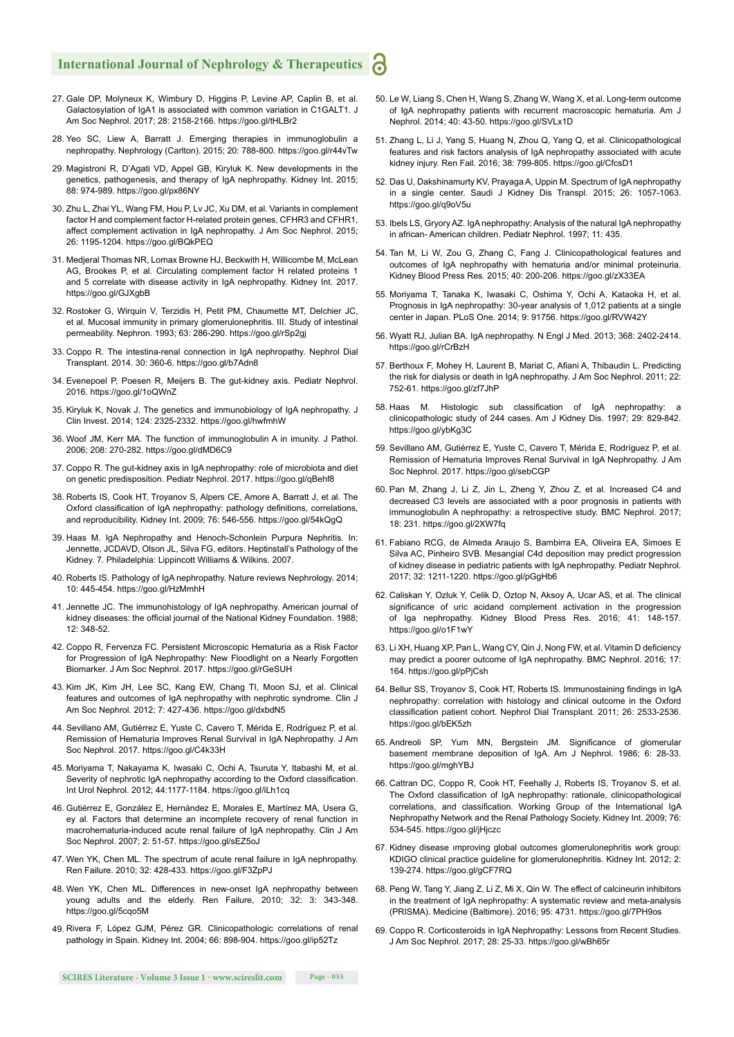27. Gale DP, Molyneux K, Wimbury D, Higgins P, Levine AP, Caplin B, et al. Galactosylation of IgA1 is associated with common variation in C1GALT1. J Am Soc Nephrol. 2017; 28: 2158-2166. https://goo.gl/tHLBr2

28. Yeo SC, Liew A, Barratt J. Emerging therapies in immunoglobulin a nephropathy. Nephrology (Carlton). 2015; 20: 788-800. https://goo.gl/r44vTw

29. Magistroni R, D'Agati VD, Appel GB, Kiryluk K. New developments in the genetics, pathogenesis, and therapy of IgA nephropathy. Kidney Int. 2015; 88: 974-989. https://goo.gl/px86NY

30. Zhu L, Zhai YL, Wang FM, Hou P, Lv JC, Xu DM, et al. Variants in complement factor H and complement factor H-related protein genes, CFHR3 and CFHR1, affect complement activation in IgA nephropathy. J Am Soc Nephrol. 2015; 26: 1195-1204. https://goo.gl/BQkPEQ

31. Medjeral Thomas NR, Lomax Browne HJ, Beckwith H, Willicombe M, McLean AG, Brookes P, et al. Circulating complement factor H related proteins 1 and 5 correlate with disease activity in IgA nephropathy. Kidney Int. 2017. https://goo.gl/GJXgbB

32. Rostoker G, Wirquin V, Terzidis H, Petit PM, Chaumette MT, Delchier JC, et al. Mucosal immunity in primary glomerulonephritis. III. Study of intestinal permeability. Nephron. 1993; 63: 286-290. https://goo.gl/rSp2gj

33. Coppo R. The intestina-renal connection in IgA nephropathy. Nephrol Dial Transplant. 2014. 30: 360-6. https://goo.gl/b7Adn8

34. Evenepoel P, Poesen R, Meijers B. The gut-kidney axis. Pediatr Nephrol. 2016. https://goo.gl/1oQWnZ

35. Kiryluk K, Novak J. The genetics and immunobiology of IgA nephropathy. J Clin Invest. 2014; 124: 2325-2332. https://goo.gl/hwfmhW

36. Woof JM, Kerr MA. The function of immunoglobulin A in immunity. J Pathol. 2006; 208: 270-282. https://goo.gl/dMD6C9

37. Coppo R. The gut-kidney axis in IgA nephropathy: role of microbiota and diet on genetic predisposition. Pediatr Nephrol. 2017. https://goo.gl/qBehf8

38. Roberts IS, Cook HT, Troyanov S, Alpers CE, Amore A, Barratt J, et al. The Oxford classification of IgA nephropathy: pathology definitions, correlations, and reproducibility. Kidney Int. 2009; 76: 546-556. https://goo.gl/54kQgQ

39. Haas M. IgA Nephropathy and Henoch-Schonlein Purpura Nephritis. In: Jennette, JCDAVD, Olson JL, Silva FG, editors. Heptinstall's Pathology of the Kidney. 7. Philadelphia: Lippincott Williams & Wilkins. 2007.

40. Roberts IS. Pathology of IgA nephropathy. Nature reviews Nephrology. 2014; 10: 445-454. https://goo.gl/HzMmhH

41. Jennette JC. The immunohistology of IgA nephropathy. American journal of kidney diseases: the official journal of the National Kidney Foundation. 1988; 12: 348-52.

42. Coppo R, Fervenza FC. Persistent Microscopic Hematuria as a Risk Factor for Progression of IgA Nephropathy: New Floodlight on a Nearly Forgotten Biomarker. J Am Soc Nephrol. 2017. https://goo.gl/rGeSUH

43. Kim JK, Kim JH, Lee SC, Kang EW, Chang TI, Moon SJ, et al. Clinical features and outcomes of IgA nephropathy with nephrotic syndrome. Clin J Am Soc Nephrol. 2012; 7: 427-436. https://goo.gl/dxbdN5

44. Sevillano AM, Gutiérrez E, Yuste C, Cavero T, Mérida E, Rodríguez P, et al. Remission of Hematuria Improves Renal Survival in IgA Nephropathy. J Am Soc Nephrol. 2017. https://goo.gl/C4k33H

45. Moriyama T, Nakayama K, Iwasaki C, Ochi A, Tsuruta Y, Itabashi M, et al. Severity of nephrotic IgA nephropathy according to the Oxford classification. Int Urol Nephrol. 2012; 44:1177-1184. https://goo.gl/iLh1cq

46. Gutiérrez E, González E, Hernández E, Morales E, Martínez MA, Usera G, ey al. Factors that determine an incomplete recovery of renal function in macrohematuria-induced acute renal failure of IgA nephropathy. Clin J Am Soc Nephrol. 2007; 2: 51-57. https://goo.gl/sEZ5oJ

47. Wen YK, Chen ML. The spectrum of acute renal failure in IgA nephropathy. Ren Failure. 2010; 32: 428-433. https://goo.gl/F3ZpPJ

48. Wen YK, Chen ML. Differences in new-onset IgA nephropathy between young adults and the elderly. Ren Failure, 2010; 32: 3: 343-348. https://goo.gl/5cqo5M

49. Rivera F, López GJM, Pérez GR. Clinicopathologic correlations of renal pathology in Spain. Kidney Int. 2004; 66: 898-904. https://goo.gl/ip52Tz

50. Le W, Liang S, Chen H, Wang S, Zhang W, Wang X, et al. Long-term outcome of IgA nephropathy patients with recurrent macroscopic hematuria. Am J Nephrol. 2014; 40: 43-50. https://goo.gl/SVLx1D

51. Zhang L, Li J, Yang S, Huang N, Zhou Q, Yang Q, et al. Clinicopathological features and risk factors analysis of IgA nephropathy associated with acute kidney injury. Ren Fail. 2016; 38: 799-805. https://goo.gl/CfcsD1

52. Das U, Dakshinamurty KV, Prayaga A, Uppin M. Spectrum of IgA nephropathy in a single center. Saudi J Kidney Dis Transpl. 2015; 26: 1057-1063. https://goo.gl/q9oV5u

53. Ibels LS, Gryory AZ. IgA nephropathy: Analysis of the natural IgA nephropathy in african- American children. Pediatr Nephrol. 1997; 11: 435.

54. Tan M, Li W, Zou G, Zhang C, Fang J. Clinicopathological features and outcomes of IgA nephropathy with hematuria and/or minimal proteinuria. Kidney Blood Press Res. 2015; 40: 200-206. https://goo.gl/zX33EA

55. Moriyama T, Tanaka K, Iwasaki C, Oshima Y, Ochi A, Kataoka H, et al. Prognosis in IgA nephropathy: 30-year analysis of 1,012 patients at a single center in Japan. PLoS One. 2014; 9: 91756. https://goo.gl/RVW42Y

56. Wyatt RJ, Julian BA. IgA nephropathy. N Engl J Med. 2013; 368: 2402-2414. https://goo.gl/rCrBzH

57. Berthoux F, Mohey H, Laurent B, Mariat C, Afiani A, Thibaudin L. Predicting the risk for dialysis or death in IgA nephropathy. J Am Soc Nephrol. 2011; 22: 752-61. https://goo.gl/zf7JhP

58. Haas M. Histologic sub classification of IgA nephropathy: a clinicopathologic study of 244 cases. Am J Kidney Dis. 1997; 29: 829-842. https://goo.gl/ybKg3C

59. Sevillano AM, Gutiérrez E, Yuste C, Cavero T, Mérida E, Rodríguez P, et al. Remission of Hematuria Improves Renal Survival in IgA Nephropathy. J Am Soc Nephrol. 2017. https://goo.gl/sebCGP

60. Pan M, Zhang J, Li Z, Jin L, Zheng Y, Zhou Z, et al. Increased C4 and decreased C3 levels are associated with a poor prognosis in patients with immunoglobulin A nephropathy: a retrospective study. BMC Nephrol. 2017; 18: 231. https://goo.gl/2XW7fq

61. Fabiano RCG, de Almeda Araujo S, Bambirra EA, Oliveira EA, Simoes E Silva AC, Pinheiro SVB. Mesangial C4d deposition may predict progression of kidney disease in pediatric patients with IgA nephropathy. Pediatr Nephrol. 2017; 32: 1211-1220. https://goo.gl/pGgHb6

62. Caliskan Y, Ozluk Y, Celik D, Oztop N, Aksoy A, Ucar AS, et al. The clinical significance of uric acidand complement activation in the progression of Iga nephropathy. Kidney Blood Press Res. 2016; 41: 148-157. https://goo.gl/o1F1wY

63. Li XH, Huang XP, Pan L, Wang CY, Qin J, Nong FW, et al. Vitamin D deficiency may predict a poorer outcome of IgA nephropathy. BMC Nephrol. 2016; 17: 164. https://goo.gl/pPjCsh

64. Bellur SS, Troyanov S, Cook HT, Roberts IS. Immunostaining findings in IgA nephropathy: correlation with histology and clinical outcome in the Oxford classification patient cohort. Nephrol Dial Transplant. 2011; 26: 2533-2536. https://goo.gl/bEK5zh

65. Andreoli SP, Yum MN, Bergstein JM. Significance of glomerular basement membrane deposition of IgA. Am J Nephrol. 1986; 6: 28-33. https://goo.gl/mghYBJ

66. Cattran DC, Coppo R, Cook HT, Feehally J, Roberts IS, Troyanov S, et al. The Oxford classification of IgA nephropathy: rationale, clinicopathological correlations, and classification. Working Group of the International IgA Nephropathy Network and the Renal Pathology Society. Kidney Int. 2009; 76: 534-545. https://goo.gl/jHjczc

67. Kidney disease ımproving global outcomes glomerulonephritis work group: KDIGO clinical practice guideline for glomerulonephritis. Kidney Int. 2012; 2: 139-274. https://goo.gl/gCF7RQ

68. Peng W, Tang Y, Jiang Z, Li Z, Mi X, Qin W. The effect of calcineurin inhibitors in the treatment of IgA nephropathy: A systematic review and meta-analysis (PRISMA). Medicine (Baltimore). 2016; 95: 4731. https://goo.gl/7PH9os

69. Coppo R. Corticosteroids in IgA Nephropathy: Lessons from Recent Studies. J Am Soc Nephrol. 2017; 28: 25-33. https://goo.gl/wBh65r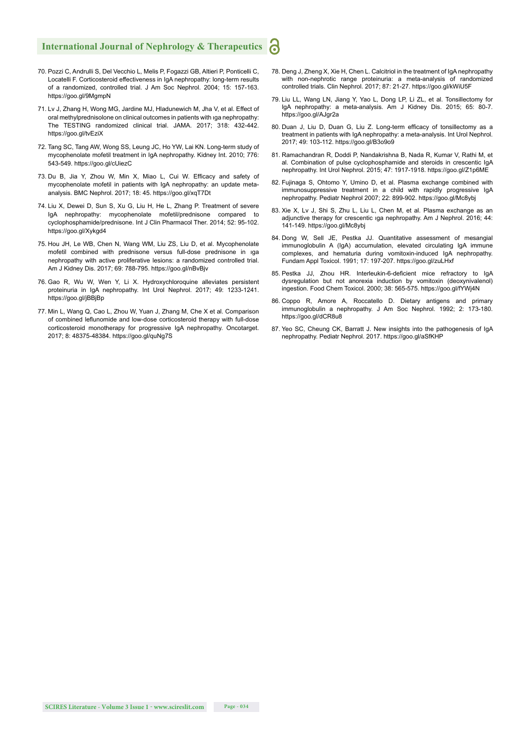70. Pozzi C, Andrulli S, Del Vecchio L, Melis P, Fogazzi GB, Altieri P, Ponticelli C, Locatelli F. Corticosteroid effectiveness in IgA nephropathy: long-term results of a randomized, controlled trial. J Am Soc Nephrol. 2004; 15: 157-163. https://goo.gl/9MgmpN

71. Lv J, Zhang H, Wong MG, Jardine MJ, Hladunewich M, Jha V, et al. Effect of oral methylprednisolone on clinical outcomes in patients with ıga nephropathy: The TESTING randomized clinical trial. JAMA. 2017; 318: 432-442. https://goo.gl/tvEziX

72. Tang SC, Tang AW, Wong SS, Leung JC, Ho YW, Lai KN. Long-term study of mycophenolate mofetil treatment in IgA nephropathy. Kidney Int. 2010; 776: 543-549. https://goo.gl/cUiezC

73. Du B, Jia Y, Zhou W, Min X, Miao L, Cui W. Efficacy and safety of mycophenolate mofetil in patients with IgA nephropathy: an update meta-analysis. BMC Nephrol. 2017; 18: 45. https://goo.gl/xqT7Dt

74. Liu X, Dewei D, Sun S, Xu G, Liu H, He L, Zhang P. Treatment of severe IgA nephropathy: mycophenolate mofetil/prednisone compared to cyclophosphamide/prednisone. Int J Clin Pharmacol Ther. 2014; 52: 95-102. https://goo.gl/Xykgd4

75. Hou JH, Le WB, Chen N, Wang WM, Liu ZS, Liu D, et al. Mycophenolate mofetil combined with prednisone versus full-dose prednisone in ıga nephropathy with active proliferative lesions: a randomized controlled trial. Am J Kidney Dis. 2017; 69: 788-795. https://goo.gl/nBvBjv

76. Gao R, Wu W, Wen Y, Li X. Hydroxychloroquine alleviates persistent proteinuria in IgA nephropathy. Int Urol Nephrol. 2017; 49: 1233-1241. https://goo.gl/jBBjBp

77. Min L, Wang Q, Cao L, Zhou W, Yuan J, Zhang M, Che X et al. Comparison of combined leflunomide and low-dose corticosteroid therapy with full-dose corticosteroid monotherapy for progressive IgA nephropathy. Oncotarget. 2017; 8: 48375-48384. https://goo.gl/quNg7S

78. Deng J, Zheng X, Xie H, Chen L. Calcitriol in the treatment of IgA nephropathy with non-nephrotic range proteinuria: a meta-analysis of randomized controlled trials. Clin Nephrol. 2017; 87: 21-27. https://goo.gl/kWiU5F

79. Liu LL, Wang LN, Jiang Y, Yao L, Dong LP, Li ZL, et al. Tonsillectomy for IgA nephropathy: a meta-analysis. Am J Kidney Dis. 2015; 65: 80-7. https://goo.gl/AJgr2a

80. Duan J, Liu D, Duan G, Liu Z. Long-term efficacy of tonsillectomy as a treatment in patients with IgA nephropathy: a meta-analysis. Int Urol Nephrol. 2017; 49: 103-112. https://goo.gl/B3o9o9

81. Ramachandran R, Doddi P, Nandakrishna B, Nada R, Kumar V, Rathi M, et al. Combination of pulse cyclophosphamide and steroids in crescentic IgA nephropathy. Int Urol Nephrol. 2015; 47: 1917-1918. https://goo.gl/Z1p6ME

82. Fujinaga S, Ohtomo Y, Umino D, et al. Plasma exchange combined with immunosuppressive treatment in a child with rapidly progressive IgA nephropathy. Pediatr Nephrol 2007; 22: 899-902. https://goo.gl/Mc8ybj

83. Xie X, Lv J, Shi S, Zhu L, Liu L, Chen M, et al. Plasma exchange as an adjunctive therapy for crescentic ıga nephropathy. Am J Nephrol. 2016; 44: 141-149. https://goo.gl/Mc8ybj

84. Dong W, Sell JE, Pestka JJ. Quantitative assessment of mesangial immunoglobulin A (IgA) accumulation, elevated circulating IgA immune complexes, and hematuria during vomitoxin-induced IgA nephropathy. Fundam Appl Toxicol. 1991; 17: 197-207. https://goo.gl/zuLHxf

85. Pestka JJ, Zhou HR. Interleukin-6-deficient mice refractory to IgA dysregulation but not anorexia induction by vomitoxin (deoxynivalenol) ingestion. Food Chem Toxicol. 2000; 38: 565-575. https://goo.gl/fYWj4N

86. Coppo R, Amore A, Roccatello D. Dietary antigens and primary immunoglobulin a nephropathy. J Am Soc Nephrol. 1992; 2: 173-180. https://goo.gl/dCR8u8

87. Yeo SC, Cheung CK, Barratt J. New insights into the pathogenesis of IgA nephropathy. Pediatr Nephrol. 2017. https://goo.gl/aSfKHP